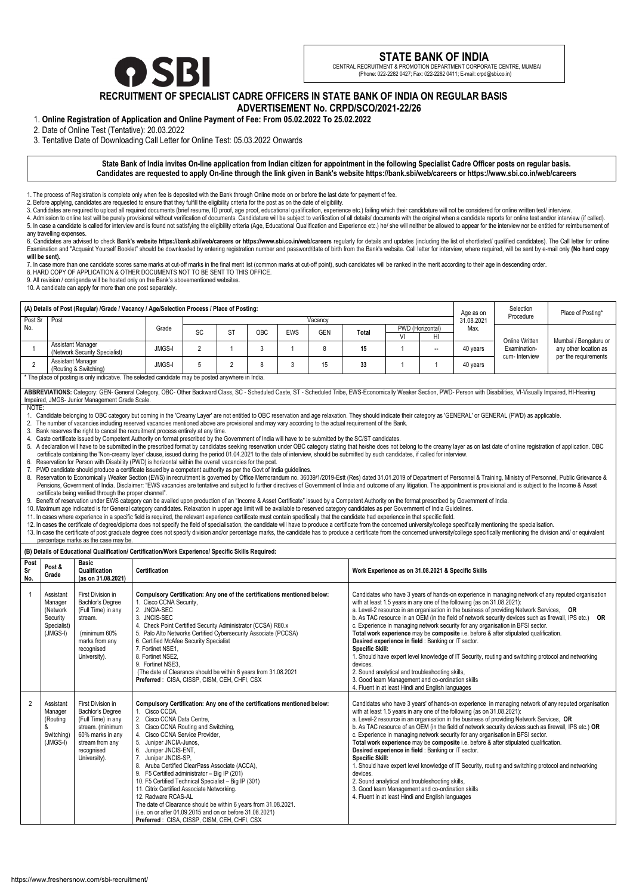# STATE BANK OF INDIA

CENTRAL RECRUITMENT & PROMOTION DEPARTMENT CORPORATE CENTRE, MUMBAI
(Phone: 022-2282 0427; Fax: 022-2282 0411; E-mail: crpd@sbi.co.in)

## RECRUITMENT OF SPECIALIST CADRE OFFICERS IN STATE BANK OF INDIA ON REGULAR BASIS

### ADVERTISEMENT No. CRPD/SCO/2021-22/26

1. **Online Registration of Application and Online Payment of Fee: From 05.02.2022 To 25.02.2022**
2. Date of Online Test (Tentative): 20.03.2022
3. Tentative Date of Downloading Call Letter for Online Test: 05.03.2022 Onwards

**State Bank of India invites On-line application from Indian citizen for appointment in the following Specialist Cadre Officer posts on regular basis. Candidates are requested to apply On-line through the link given in Bank's website https://bank.sbi/web/careers or https://www.sbi.co.in/web/careers**

1. The process of Registration is complete only when fee is deposited with the Bank through Online mode on or before the last date for payment of fee.
2. Before applying, candidates are requested to ensure that they fulfill the eligibility criteria for the post as on the date of eligibility.
3. Candidates are required to upload all required documents (brief resume, ID proof, age proof, educational qualification, experience etc.) failing which their candidature will not be considered for online written test/ interview.
4. Admission to online test will be purely provisional without verification of documents. Candidature will be subject to verification of all details/ documents with the original when a candidate reports for online test and/or interview (if called).
5. In case a candidate is called for interview and is found not satisfying the eligibility criteria (Age, Educational Qualification and Experience etc.) he/ she will neither be allowed to appear for the interview nor be entitled for reimbursement of any travelling expenses.
6. Candidates are advised to check **Bank's website https://bank.sbi/web/careers or https://www.sbi.co.in/web/careers** regularly for details and updates (including the list of shortlisted/ qualified candidates). The Call letter for online Examination and "Acquaint Yourself Booklet" should be downloaded by entering registration number and password/date of birth from the Bank's website. Call letter for interview, where required, will be sent by e-mail only **(No hard copy will be sent).**
7. In case more than one candidate scores same marks at cut-off marks in the final merit list (common marks at cut-off point), such candidates will be ranked in the merit according to their age in descending order.
8. HARD COPY OF APPLICATION & OTHER DOCUMENTS NOT TO BE SENT TO THIS OFFICE.
9. All revision / corrigenda will be hosted only on the Bank's abovementioned websites.
10. A candidate can apply for more than one post separately.

**(A) Details of Post (Regular) /Grade / Vacancy / Age/Selection Process / Place of Posting:**

| Post Sr No. | Post | Grade | Vacancy | | | | | | PWD (Horizontal) | | Age as on 31.08.2021 Max. | Selection Procedure | Place of Posting* |
|---|---|---|---|---|---|---|---|---|---|---|---|---|---|
| | | | SC | ST | OBC | EWS | GEN | Total | VI | HI | | | |
| 1 | Assistant Manager (Network Security Specialist) | JMGS-I | 2 | 1 | 3 | 1 | 8 | 15 | 1 | -- | 40 years | Online Written Examination-cum- Interview | Mumbai / Bengaluru or any other location as per the requirements |
| 2 | Assistant Manager (Routing & Switching) | JMGS-I | 5 | 2 | 8 | 3 | 15 | 33 | 1 | 1 | 40 years | | |

\* The place of posting is only indicative. The selected candidate may be posted anywhere in India.

**ABBREVIATIONS:** Category: GEN- General Category, OBC- Other Backward Class, SC - Scheduled Caste, ST - Scheduled Tribe, EWS-Economically Weaker Section, PWD- Person with Disabilities, VI-Visually Impaired, HI-Hearing Impaired, JMGS- Junior Management Grade Scale.

NOTE:

1. Candidate belonging to OBC category but coming in the 'Creamy Layer' are not entitled to OBC reservation and age relaxation. They should indicate their category as 'GENERAL' or GENERAL (PWD) as applicable.
2. The number of vacancies including reserved vacancies mentioned above are provisional and may vary according to the actual requirement of the Bank.
3. Bank reserves the right to cancel the recruitment process entirely at any time.
4. Caste certificate issued by Competent Authority on format prescribed by the Government of India will have to be submitted by the SC/ST candidates.
5. A declaration will have to be submitted in the prescribed format by candidates seeking reservation under OBC category stating that he/she does not belong to the creamy layer as on last date of online registration of application. OBC certificate containing the 'Non-creamy layer' clause, issued during the period 01.04.2021 to the date of interview, should be submitted by such candidates, if called for interview.
6. Reservation for Person with Disability (PWD) is horizontal within the overall vacancies for the post.
7. PWD candidate should produce a certificate issued by a competent authority as per the Govt of India guidelines.
8. Reservation to Economically Weaker Section (EWS) in recruitment is governed by Office Memorandum no. 36039/1/2019-Estt (Res) dated 31.01.2019 of Department of Personnel & Training, Ministry of Personnel, Public Grievance & Pensions, Government of India. Disclaimer: "EWS vacancies are tentative and subject to further directives of Government of India and outcome of any litigation. The appointment is provisional and is subject to the Income & Asset certificate being verified through the proper channel".
9. Benefit of reservation under EWS category can be availed upon production of an "Income & Asset Certificate" issued by a Competent Authority on the format prescribed by Government of India.
10. Maximum age indicated is for General category candidates. Relaxation in upper age limit will be available to reserved category candidates as per Government of India Guidelines.
11. In cases where experience in a specific field is required, the relevant experience certificate must contain specifically that the candidate had experience in that specific field.
12. In case the certificate of degree/diploma does not specify the field of specialisation, the candidate will have to produce a certificate from the concerned university/college specifically mentioning the specialisation.
13. In case the certificate of post graduate degree does not specify division and/or percentage marks, the candidate has to produce a certificate from the concerned university/college specifically mentioning the division and/ or equivalent percentage marks as the case may be.

**(B) Details of Educational Qualification/ Certification/Work Experience/ Specific Skills Required:**

| Post Sr No. | Post & Grade | Basic Qualification (as on 31.08.2021) | Certification | Work Experience as on 31.08.2021 & Specific Skills |
|---|---|---|---|---|
| 1 | Assistant Manager (Network Security Specialist) (JMGS-I) | First Division in Bachlor's Degree (Full Time) in any stream. (minimum 60% marks from any recognised University). | **Compulsory Certification: Any one of the certifications mentioned below:** 1. Cisco CCNA Security, 2. JNCIA-SEC 3. JNCIS-SEC 4. Check Point Certified Security Administrator (CCSA) R80.x 5. Palo Alto Networks Certified Cybersecurity Associate (PCCSA) 6. Certified McAfee Security Specialist 7. Fortinet NSE1, 8. Fortinet NSE2, 9. Fortinet NSE3, (The date of Clearance should be within 6 years from 31.08.2021 **Preferred** : CISA, CISSP, CISM, CEH, CHFI, CSX | Candidates who have 3 years of hands-on experience in managing network of any reputed organisation with at least 1.5 years in any one of the following (as on 31.08.2021): a. Level-2 resource in an organisation in the business of providing Network Services, **OR** b. As TAC resource in an OEM (in the field of network security devices such as firewall, IPS etc.) **OR** c. Experience in managing network security for any organisation in BFSI sector. **Total work experience** may be **composite** i.e. before & after stipulated qualification. **Desired experience in field** : Banking or IT sector. **Specific Skill:** 1. Should have expert level knowledge of IT Security, routing and switching protocol and networking devices. 2. Sound analytical and troubleshooting skills, 3. Good team Management and co-ordination skills 4. Fluent in at least Hindi and English languages |
| 2 | Assistant Manager (Routing & Switching) (JMGS-I) | First Division in Bachlor's Degree (Full Time) in any stream. (minimum 60% marks in any stream from any recognised University). | **Compulsory Certification: Any one of the certifications mentioned below:** 1. Cisco CCDA, 2. Cisco CCNA Data Centre, 3. Cisco CCNA Routing and Switching, 4. Cisco CCNA Service Provider, 5. Juniper JNCIA-Junos, 6. Juniper JNCIS-ENT, 7. Juniper JNCIS-SP, 8. Aruba Certified ClearPass Associate (ACCA), 9. F5 Certified administrator – Big IP (201) 10. F5 Certified Technical Specialist – Big IP (301) 11. Citrix Certified Associate Networking. 12. Radware RCAS-AL The date of Clearance should be within 6 years from 31.08.2021. (i.e. on or after 01.09.2015 and on or before 31.08.2021) **Preferred** : CISA, CISSP, CISM, CEH, CHFI, CSX | Candidates who have 3 years' of hands-on experience in managing network of any reputed organisation with at least 1.5 years in any one of the following (as on 31.08.2021): a. Level-2 resource in an organisation in the business of providing Network Services, **OR** b. As TAC resource of an OEM (in the field of network security devices such as firewall, IPS etc.) **OR** c. Experience in managing network security for any organisation in BFSI sector. **Total work experience** may be **composite** i.e. before & after stipulated qualification. **Desired experience in field** : Banking or IT sector. **Specific Skill:** 1. Should have expert level knowledge of IT Security, routing and switching protocol and networking devices. 2. Sound analytical and troubleshooting skills, 3. Good team Management and co-ordination skills 4. Fluent in at least Hindi and English languages |

https://www.freshersnow.com/sbi-recruitment/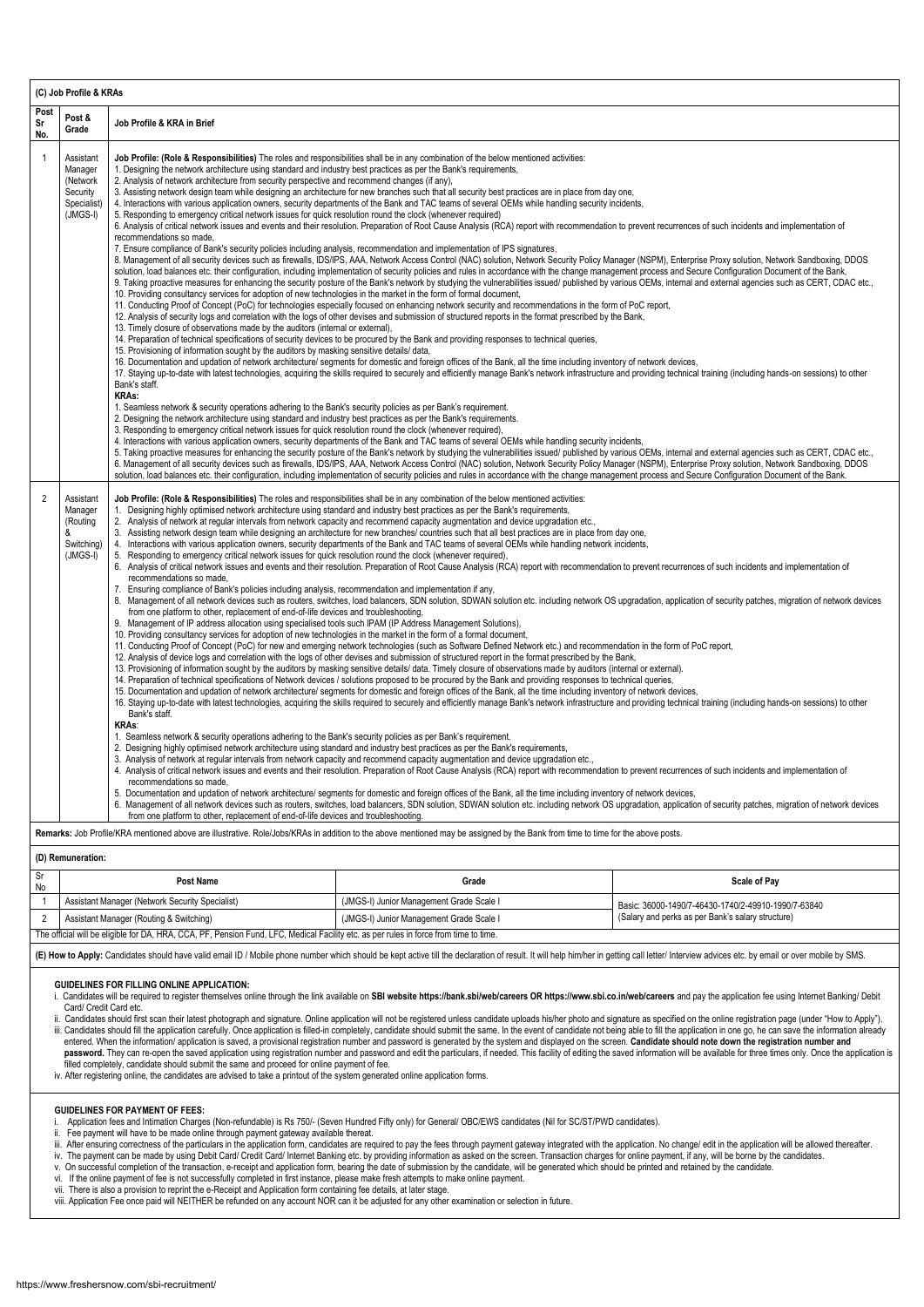## (C) Job Profile & KRAs

| Post Sr No. | Post & Grade | Job Profile & KRA in Brief |
|---|---|---|
| 1 | Assistant Manager (Network Security Specialist) (JMGS-I) | **Job Profile: (Role & Responsibilities)** The roles and responsibilities shall be in any combination of the below mentioned activities:<br>1. Designing the network architecture using standard and industry best practices as per the Bank's requirements,<br>2. Analysis of network architecture from security perspective and recommend changes (if any),<br>3. Assisting network design team while designing an architecture for new branches such that all security best practices are in place from day one,<br>4. Interactions with various application owners, security departments of the Bank and TAC teams of several OEMs while handling security incidents,<br>5. Responding to emergency critical network issues for quick resolution round the clock (whenever required)<br>6. Analysis of critical network issues and events and their resolution. Preparation of Root Cause Analysis (RCA) report with recommendation to prevent recurrences of such incidents and implementation of recommendations so made,<br>7. Ensure compliance of Bank's security policies including analysis, recommendation and implementation of IPS signatures,<br>8. Management of all security devices such as firewalls, IDS/IPS, AAA, Network Access Control (NAC) solution, Network Security Policy Manager (NSPM), Enterprise Proxy solution, Network Sandboxing, DDOS solution, load balances etc. their configuration, including implementation of security policies and rules in accordance with the change management process and Secure Configuration Document of the Bank,<br>9. Taking proactive measures for enhancing the security posture of the Bank's network by studying the vulnerabilities issued/ published by various OEMs, internal and external agencies such as CERT, CDAC etc.,<br>10. Providing consultancy services for adoption of new technologies in the market in the form of formal document,<br>11. Conducting Proof of Concept (PoC) for technologies especially focused on enhancing network security and recommendations in the form of PoC report,<br>12. Analysis of security logs and correlation with the logs of other devises and submission of structured reports in the format prescribed by the Bank,<br>13. Timely closure of observations made by the auditors (internal or external),<br>14. Preparation of technical specifications of security devices to be procured by the Bank and providing responses to technical queries,<br>15. Provisioning of information sought by the auditors by masking sensitive details/ data,<br>16. Documentation and updation of network architecture/ segments for domestic and foreign offices of the Bank, all the time including inventory of network devices,<br>17. Staying up-to-date with latest technologies, acquiring the skills required to securely and efficiently manage Bank's network infrastructure and providing technical training (including hands-on sessions) to other Bank's staff.<br>**KRAs:**<br>1. Seamless network & security operations adhering to the Bank's security policies as per Bank's requirement.<br>2. Designing the network architecture using standard and industry best practices as per the Bank's requirements.<br>3. Responding to emergency critical network issues for quick resolution round the clock (whenever required),<br>4. Interactions with various application owners, security departments of the Bank and TAC teams of several OEMs while handling security incidents,<br>5. Taking proactive measures for enhancing the security posture of the Bank's network by studying the vulnerabilities issued/ published by various OEMs, internal and external agencies such as CERT, CDAC etc.,<br>6. Management of all security devices such as firewalls, IDS/IPS, AAA, Network Access Control (NAC) solution, Network Security Policy Manager (NSPM), Enterprise Proxy solution, Network Sandboxing, DDOS solution, load balances etc. their configuration, including implementation of security policies and rules in accordance with the change management process and Secure Configuration Document of the Bank. |
| 2 | Assistant Manager (Routing & Switching) (JMGS-I) | **Job Profile: (Role & Responsibilities)** The roles and responsibilities shall be in any combination of the below mentioned activities:<br>1. Designing highly optimised network architecture using standard and industry best practices as per the Bank's requirements,<br>2. Analysis of network at regular intervals from network capacity and recommend capacity augmentation and device upgradation etc.,<br>3. Assisting network design team while designing an architecture for new branches/ countries such that all best practices are in place from day one,<br>4. Interactions with various application owners, security departments of the Bank and TAC teams of several OEMs while handling network incidents,<br>5. Responding to emergency critical network issues for quick resolution round the clock (whenever required),<br>6. Analysis of critical network issues and events and their resolution. Preparation of Root Cause Analysis (RCA) report with recommendation to prevent recurrences of such incidents and implementation of recommendations so made,<br>7. Ensuring compliance of Bank's policies including analysis, recommendation and implementation if any,<br>8. Management of all network devices such as routers, switches, load balancers, SDN solution, SDWAN solution etc. including network OS upgradation, application of security patches, migration of network devices from one platform to other, replacement of end-of-life devices and troubleshooting,<br>9. Management of IP address allocation using specialised tools such IPAM (IP Address Management Solutions),<br>10. Providing consultancy services for adoption of new technologies in the market in the form of a formal document,<br>11. Conducting Proof of Concept (PoC) for new and emerging network technologies (such as Software Defined Network etc.) and recommendation in the form of PoC report,<br>12. Analysis of device logs and correlation with the logs of other devises and submission of structured report in the format prescribed by the Bank,<br>13. Provisioning of information sought by the auditors by masking sensitive details/ data. Timely closure of observations made by auditors (internal or external).<br>14. Preparation of technical specifications of Network devices / solutions proposed to be procured by the Bank and providing responses to technical queries,<br>15. Documentation and updation of network architecture/ segments for domestic and foreign offices of the Bank, all the time including inventory of network devices,<br>16. Staying up-to-date with latest technologies, acquiring the skills required to securely and efficiently manage Bank's network infrastructure and providing technical training (including hands-on sessions) to other Bank's staff.<br>**KRAs**:<br>1. Seamless network & security operations adhering to the Bank's security policies as per Bank's requirement.<br>2. Designing highly optimised network architecture using standard and industry best practices as per the Bank's requirements,<br>3. Analysis of network at regular intervals from network capacity and recommend capacity augmentation and device upgradation etc.,<br>4. Analysis of critical network issues and events and their resolution. Preparation of Root Cause Analysis (RCA) report with recommendation to prevent recurrences of such incidents and implementation of recommendations so made,<br>5. Documentation and updation of network architecture/ segments for domestic and foreign offices of the Bank, all the time including inventory of network devices,<br>6. Management of all network devices such as routers, switches, load balancers, SDN solution, SDWAN solution etc. including network OS upgradation, application of security patches, migration of network devices from one platform to other, replacement of end-of-life devices and troubleshooting. |

**Remarks:** Job Profile/KRA mentioned above are illustrative. Role/Jobs/KRAs in addition to the above mentioned may be assigned by the Bank from time to time for the above posts.

## (D) Remuneration:

| Sr No | Post Name | Grade | Scale of Pay |
|---|---|---|---|
| 1 | Assistant Manager (Network Security Specialist) | (JMGS-I) Junior Management Grade Scale I | Basic: 36000-1490/7-46430-1740/2-49910-1990/7-63840 (Salary and perks as per Bank's salary structure) |
| 2 | Assistant Manager (Routing & Switching) | (JMGS-I) Junior Management Grade Scale I | |

The official will be eligible for DA, HRA, CCA, PF, Pension Fund, LFC, Medical Facility etc. as per rules in force from time to time.

**(E) How to Apply:** Candidates should have valid email ID / Mobile phone number which should be kept active till the declaration of result. It will help him/her in getting call letter/ Interview advices etc. by email or over mobile by SMS.

**GUIDELINES FOR FILLING ONLINE APPLICATION:**

i. Candidates will be required to register themselves online through the link available on **SBI website https://bank.sbi/web/careers OR https://www.sbi.co.in/web/careers** and pay the application fee using Internet Banking/ Debit Card/ Credit Card etc.

ii. Candidates should first scan their latest photograph and signature. Online application will not be registered unless candidate uploads his/her photo and signature as specified on the online registration page (under "How to Apply").

iii. Candidates should fill the application carefully. Once application is filled-in completely, candidate should submit the same. In the event of candidate not being able to fill the application in one go, he can save the information already entered. When the information/ application is saved, a provisional registration number and password is generated by the system and displayed on the screen. **Candidate should note down the registration number and password.** They can re-open the saved application using registration number and password and edit the particulars, if needed. This facility of editing the saved information will be available for three times only. Once the application is filled completely, candidate should submit the same and proceed for online payment of fee.

iv. After registering online, the candidates are advised to take a printout of the system generated online application forms.

**GUIDELINES FOR PAYMENT OF FEES:**

i. Application fees and Intimation Charges (Non-refundable) is Rs 750/- (Seven Hundred Fifty only) for General/ OBC/EWS candidates (Nil for SC/ST/PWD candidates).

ii. Fee payment will have to be made online through payment gateway available thereat.

iii. After ensuring correctness of the particulars in the application form, candidates are required to pay the fees through payment gateway integrated with the application. No change/ edit in the application will be allowed thereafter.

iv. The payment can be made by using Debit Card/ Credit Card/ Internet Banking etc. by providing information as asked on the screen. Transaction charges for online payment, if any, will be borne by the candidates.

v. On successful completion of the transaction, e-receipt and application form, bearing the date of submission by the candidate, will be generated which should be printed and retained by the candidate.

vi. If the online payment of fee is not successfully completed in first instance, please make fresh attempts to make online payment.

vii. There is also a provision to reprint the e-Receipt and Application form containing fee details, at later stage.

viii. Application Fee once paid will NEITHER be refunded on any account NOR can it be adjusted for any other examination or selection in future.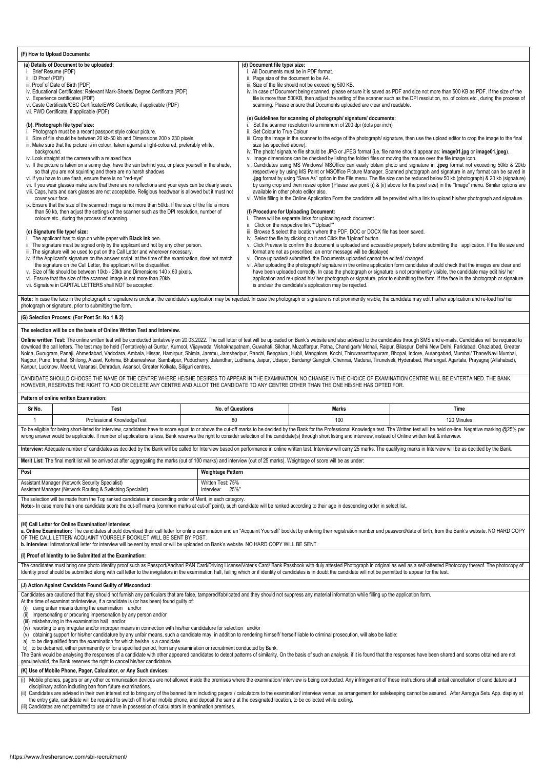### (F) How to Upload Documents:

**(a) Details of Document to be uploaded:**

i. Brief Resume (PDF)
ii. ID Proof (PDF)
iii. Proof of Date of Birth (PDF)
iv. Educational Certificates: Relevant Mark-Sheets/ Degree Certificate (PDF)
v. Experience certificates (PDF)
vi. Caste Certificate/OBC Certificate/EWS Certificate, if applicable (PDF)
vii. PWD Certificate, if applicable (PDF)

**(b). Photograph file type/ size:**

i. Photograph must be a recent passport style colour picture.
ii. Size of file should be between 20 kb-50 kb and Dimensions 200 x 230 pixels
iii. Make sure that the picture is in colour, taken against a light-coloured, preferably white, background.
iv. Look straight at the camera with a relaxed face
v. If the picture is taken on a sunny day, have the sun behind you, or place yourself in the shade, so that you are not squinting and there are no harsh shadows
vi. If you have to use flash, ensure there is no "red-eye"
vii. If you wear glasses make sure that there are no reflections and your eyes can be clearly seen.
viii. Caps, hats and dark glasses are not acceptable. Religious headwear is allowed but it must not cover your face.
ix. Ensure that the size of the scanned image is not more than 50kb. If the size of the file is more than 50 kb, then adjust the settings of the scanner such as the DPI resolution, number of colours etc., during the process of scanning.

**(c) Signature file type/ size:**

i. The applicant has to sign on white paper with **Black Ink** pen.
ii. The signature must be signed only by the applicant and not by any other person.
iii. The signature will be used to put on the Call Letter and wherever necessary.
iv. If the Applicant's signature on the answer script, at the time of the examination, does not match the signature on the Call Letter, the applicant will be disqualified.
v. Size of file should be between 10kb - 20kb and Dimensions 140 x 60 pixels.
vi. Ensure that the size of the scanned image is not more than 20kb
vii. Signature in CAPITAL LETTERS shall NOT be accepted.

**(d) Document file type/ size:**

i. All Documents must be in PDF format.
ii. Page size of the document to be A4.
iii. Size of the file should not be exceeding 500 KB.
iv. In case of Document being scanned, please ensure it is saved as PDF and size not more than 500 KB as PDF. If the size of the file is more than 500KB, then adjust the setting of the scanner such as the DPI resolution, no. of colors etc., during the process of scanning. Please ensure that Documents uploaded are clear and readable.

**(e) Guidelines for scanning of photograph/ signature/ documents:**

i. Set the scanner resolution to a minimum of 200 dpi (dots per inch)
ii. Set Colour to True Colour
iii. Crop the image in the scanner to the edge of the photograph/ signature, then use the upload editor to crop the image to the final size (as specified above).
iv. The photo/ signature file should be JPG or JPEG format (i.e. file name should appear as: **image01.jpg** or **image01.jpeg**).
v. Image dimensions can be checked by listing the folder/ files or moving the mouse over the file image icon.
vi. Candidates using MS Windows/ MSOffice can easily obtain photo and signature in **.jpeg** format not exceeding 50kb & 20kb respectively by using MS Paint or MSOffice Picture Manager. Scanned photograph and signature in any format can be saved in **.jpg** format by using "Save As" option in the File menu. The file size can be reduced below 50 kb (photograph) & 20 kb (signature) by using crop and then resize option (Please see point (i) & (ii) above for the pixel size) in the "Image" menu. Similar options are available in other photo editor also.
vii. While filling in the Online Application Form the candidate will be provided with a link to upload his/her photograph and signature.

**(f) Procedure for Uploading Document:**

i. There will be separate links for uploading each document.
ii. Click on the respective link ""Upload""
iii. Browse & select the location where the PDF, DOC or DOCX file has been saved.
iv. Select the file by clicking on it and Click the 'Upload' button.
v. Click Preview to confirm the document is uploaded and accessible properly before submitting the application. If the file size and format are not as prescribed, an error message will be displayed
vi. Once uploaded/ submitted, the Documents uploaded cannot be edited/ changed.
vii. After uploading the photograph/ signature in the online application form candidates should check that the images are clear and have been uploaded correctly. In case the photograph or signature is not prominently visible, the candidate may edit his/ her application and re-upload his/ her photograph or signature, prior to submitting the form. If the face in the photograph or signature is unclear the candidate's application may be rejected.

**Note:** In case the face in the photograph or signature is unclear, the candidate's application may be rejected. In case the photograph or signature is not prominently visible, the candidate may edit his/her application and re-load his/ her photograph or signature, prior to submitting the form.

### (G) Selection Process: (For Post Sr. No 1 & 2)

**The selection will be on the basis of Online Written Test and Interview.**

**Online written Test:** The online written test will be conducted tentatively on 20.03.2022. The call letter of test will be uploaded on Bank's website and also advised to the candidates through SMS and e-mails. Candidates will be required to download the call letters. The test may be held (Tentatively) at Guntur, Kurnool, Vijaywada, Vishakhapatnam, Guwahati, Silchar, Muzaffarpur, Patna, Chandigarh/ Mohali, Raipur, Bilaspur, Delhi/ New Delhi, Faridabad, Ghaziabad, Greater Noida, Gurugram, Panaji, Ahmedabad, Vadodara, Ambala, Hissar, Hamirpur, Shimla, Jammu, Jamshedpur, Ranchi, Bengaluru, Hubli, Mangalore, Kochi, Thiruvananthapuram, Bhopal, Indore, Aurangabad, Mumbai/ Thane/Navi Mumbai, Nagpur, Pune, Imphal, Shilong, Aizawl, Kohima, Bhubaneshwar, Sambalpur, Puducherry, Jalandhar, Ludhiana, Jaipur, Udaipur, Bardang/ Gangtok, Chennai, Madurai, Tirunelveli, Hyderabad, Warrangal. Agartala, Prayagraj (Allahabad), Kanpur, Lucknow, Meerut, Varanasi, Dehradun, Asansol, Greater Kolkata, Siliguri centres.

CANDIDATE SHOULD CHOOSE THE NAME OF THE CENTRE WHERE HE/SHE DESIRES TO APPEAR IN THE EXAMINATION. NO CHANGE IN THE CHOICE OF EXAMINATION CENTRE WILL BE ENTERTAINED. THE BANK, HOWEVER, RESERVES THE RIGHT TO ADD OR DELETE ANY CENTRE AND ALLOT THE CANDIDATE TO ANY CENTRE OTHER THAN THE ONE HE/SHE HAS OPTED FOR.

**Pattern of online written Examination:**

| Sr No. | Test | No. of Questions | Marks | Time |
|---|---|---|---|---|
| 1 | Professional KnowledgeTest | 80 | 100 | 120 Minutes |

To be eligible for being short-listed for interview, candidates have to score equal to or above the cut-off marks to be decided by the Bank for the Professional Knowledge test. The Written test will be held on-line. Negative marking @25% per wrong answer would be applicable. If number of applications is less, Bank reserves the right to consider selection of the candidate(s) through short listing and interview, instead of Online written test & interview.

**Interview:** Adequate number of candidates as decided by the Bank will be called for Interview based on performance in online written test. Interview will carry 25 marks. The qualifying marks in Interview will be as decided by the Bank.

**Merit List:** The final merit list will be arrived at after aggregating the marks (out of 100 marks) and interview (out of 25 marks). Weightage of score will be as under:

| Post | Weightage Pattern |
|---|---|
| Assistant Manager (Network Security Specialist)<br>Assistant Manager (Network Routing & Switching Specialist) | Written Test: 75%<br>Interview: 25%" |

The selection will be made from the Top ranked candidates in descending order of Merit, in each category.
**Note:-** In case more than one candidate score the cut-off marks (common marks at cut-off point), such candidate will be ranked according to their age in descending order in select list.

### (H) Call Letter for Online Examination/ Interview:

**a. Online Examination:** The candidates should download their call letter for online examination and an "Acquaint Yourself" booklet by entering their registration number and password/date of birth, from the Bank's website. NO HARD COPY OF THE CALL LETTER/ ACQUAINT YOURSELF BOOKLET WILL BE SENT BY POST.
**b. Interview:** Intimation/call letter for interview will be sent by email or will be uploaded on Bank's website. NO HARD COPY WILL BE SENT.

### (I) Proof of Identity to be Submitted at the Examination:

The candidates must bring one photo identity proof such as Passport/Aadhar/ PAN Card/Driving License/Voter's Card/ Bank Passbook with duly attested Photograph in original as well as a self-attested Photocopy thereof. The photocopy of Identity proof should be submitted along with call letter to the invigilators in the examination hall, failing which or if identity of candidates is in doubt the candidate will not be permitted to appear for the test.

### (J) Action Against Candidate Found Guilty of Misconduct:

Candidates are cautioned that they should not furnish any particulars that are false, tampered/fabricated and they should not suppress any material information while filling up the application form.
At the time of examination/interview, if a candidate is (or has been) found guilty of:

(i) using unfair means during the examination and/or
(ii) impersonating or procuring impersonation by any person and/or
(iii) misbehaving in the examination hall and/or
(iv) resorting to any irregular and/or improper means in connection with his/her candidature for selection and/or
(v) obtaining support for his/her candidature by any unfair means, such a candidate may, in addition to rendering himself/ herself liable to criminal prosecution, will also be liable:

a) to be disqualified from the examination for which he/she is a candidate
b) to be debarred, either permanently or for a specified period, from any examination or recruitment conducted by Bank.

The Bank would be analysing the responses of a candidate with other appeared candidates to detect patterns of similarity. On the basis of such an analysis, if it is found that the responses have been shared and scores obtained are not genuine/valid, the Bank reserves the right to cancel his/her candidature.

### (K) Use of Mobile Phone, Pager, Calculator, or Any Such devices:

(i) Mobile phones, pagers or any other communication devices are not allowed inside the premises where the examination/ interview is being conducted. Any infringement of these instructions shall entail cancellation of candidature and disciplinary action including ban from future examinations.
(ii) Candidates are advised in their own interest not to bring any of the banned item including pagers / calculators to the examination/ interview venue, as arrangement for safekeeping cannot be assured. After Aarogya Setu App. display at the entry gate, candidate will be required to switch off his/her mobile phone, and deposit the same at the designated location, to be collected while exiting.
(iii) Candidates are not permitted to use or have in possession of calculators in examination premises.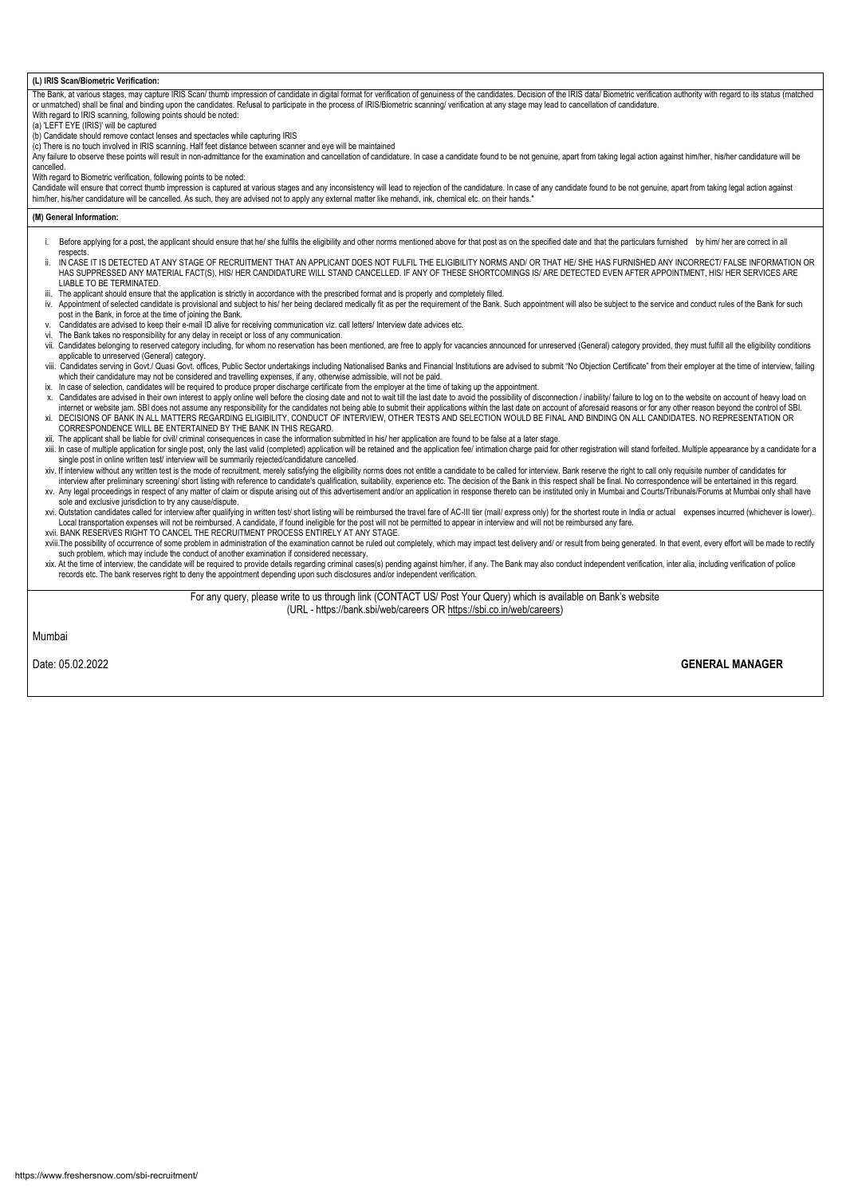**(L) IRIS Scan/Biometric Verification:**

The Bank, at various stages, may capture IRIS Scan/ thumb impression of candidate in digital format for verification of genuiness of the candidates. Decision of the IRIS data/ Biometric verification authority with regard to its status (matched or unmatched) shall be final and binding upon the candidates. Refusal to participate in the process of IRIS/Biometric scanning/ verification at any stage may lead to cancellation of candidature.
With regard to IRIS scanning, following points should be noted:
(a) 'LEFT EYE (IRIS)' will be captured
(b) Candidate should remove contact lenses and spectacles while capturing IRIS
(c) There is no touch involved in IRIS scanning. Half feet distance between scanner and eye will be maintained
Any failure to observe these points will result in non-admittance for the examination and cancellation of candidature. In case a candidate found to be not genuine, apart from taking legal action against him/her, his/her candidature will be cancelled.
With regard to Biometric verification, following points to be noted:
Candidate will ensure that correct thumb impression is captured at various stages and any inconsistency will lead to rejection of the candidature. In case of any candidate found to be not genuine, apart from taking legal action against him/her, his/her candidature will be cancelled. As such, they are advised not to apply any external matter like mehandi, ink, chemical etc. on their hands."

**(M) General Information:**

i. Before applying for a post, the applicant should ensure that he/ she fulfils the eligibility and other norms mentioned above for that post as on the specified date and that the particulars furnished by him/ her are correct in all respects.
ii. IN CASE IT IS DETECTED AT ANY STAGE OF RECRUITMENT THAT AN APPLICANT DOES NOT FULFIL THE ELIGIBILITY NORMS AND/ OR THAT HE/ SHE HAS FURNISHED ANY INCORRECT/ FALSE INFORMATION OR HAS SUPPRESSED ANY MATERIAL FACT(S), HIS/ HER CANDIDATURE WILL STAND CANCELLED. IF ANY OF THESE SHORTCOMINGS IS/ ARE DETECTED EVEN AFTER APPOINTMENT, HIS/ HER SERVICES ARE LIABLE TO BE TERMINATED.
iii. The applicant should ensure that the application is strictly in accordance with the prescribed format and is properly and completely filled.
iv. Appointment of selected candidate is provisional and subject to his/ her being declared medically fit as per the requirement of the Bank. Such appointment will also be subject to the service and conduct rules of the Bank for such post in the Bank, in force at the time of joining the Bank.
v. Candidates are advised to keep their e-mail ID alive for receiving communication viz. call letters/ Interview date advices etc.
vi. The Bank takes no responsibility for any delay in receipt or loss of any communication.
vii. Candidates belonging to reserved category including, for whom no reservation has been mentioned, are free to apply for vacancies announced for unreserved (General) category provided, they must fulfill all the eligibility conditions applicable to unreserved (General) category.
viii. Candidates serving in Govt./ Quasi Govt. offices, Public Sector undertakings including Nationalised Banks and Financial Institutions are advised to submit "No Objection Certificate" from their employer at the time of interview, failing which their candidature may not be considered and travelling expenses, if any, otherwise admissible, will not be paid.
ix. In case of selection, candidates will be required to produce proper discharge certificate from the employer at the time of taking up the appointment.
x. Candidates are advised in their own interest to apply online well before the closing date and not to wait till the last date to avoid the possibility of disconnection / inability/ failure to log on to the website on account of heavy load on internet or website jam. SBI does not assume any responsibility for the candidates not being able to submit their applications within the last date on account of aforesaid reasons or for any other reason beyond the control of SBI.
xi. DECISIONS OF BANK IN ALL MATTERS REGARDING ELIGIBILITY, CONDUCT OF INTERVIEW, OTHER TESTS AND SELECTION WOULD BE FINAL AND BINDING ON ALL CANDIDATES. NO REPRESENTATION OR CORRESPONDENCE WILL BE ENTERTAINED BY THE BANK IN THIS REGARD.
xii. The applicant shall be liable for civil/ criminal consequences in case the information submitted in his/ her application are found to be false at a later stage.
xiii. In case of multiple application for single post, only the last valid (completed) application will be retained and the application fee/ intimation charge paid for other registration will stand forfeited. Multiple appearance by a candidate for a single post in online written test/ interview will be summarily rejected/candidature cancelled.
xiv. If interview without any written test is the mode of recruitment, merely satisfying the eligibility norms does not entitle a candidate to be called for interview. Bank reserve the right to call only requisite number of candidates for interview after preliminary screening/ short listing with reference to candidate's qualification, suitability, experience etc. The decision of the Bank in this respect shall be final. No correspondence will be entertained in this regard.
xv. Any legal proceedings in respect of any matter of claim or dispute arising out of this advertisement and/or an application in response thereto can be instituted only in Mumbai and Courts/Tribunals/Forums at Mumbai only shall have sole and exclusive jurisdiction to try any cause/dispute.
xvi. Outstation candidates called for interview after qualifying in written test/ short listing will be reimbursed the travel fare of AC-III tier (mail/ express only) for the shortest route in India or actual expenses incurred (whichever is lower). Local transportation expenses will not be reimbursed. A candidate, if found ineligible for the post will not be permitted to appear in interview and will not be reimbursed any fare.
xvii. BANK RESERVES RIGHT TO CANCEL THE RECRUITMENT PROCESS ENTIRELY AT ANY STAGE.
xviii. The possibility of occurrence of some problem in administration of the examination cannot be ruled out completely, which may impact test delivery and/ or result from being generated. In that event, every effort will be made to rectify such problem, which may include the conduct of another examination if considered necessary.
xix. At the time of interview, the candidate will be required to provide details regarding criminal cases(s) pending against him/her, if any. The Bank may also conduct independent verification, inter alia, including verification of police records etc. The bank reserves right to deny the appointment depending upon such disclosures and/or independent verification.

For any query, please write to us through link (CONTACT US/ Post Your Query) which is available on Bank's website (URL - https://bank.sbi/web/careers OR https://sbi.co.in/web/careers)

Mumbai

Date: 05.02.2022

**GENERAL MANAGER**